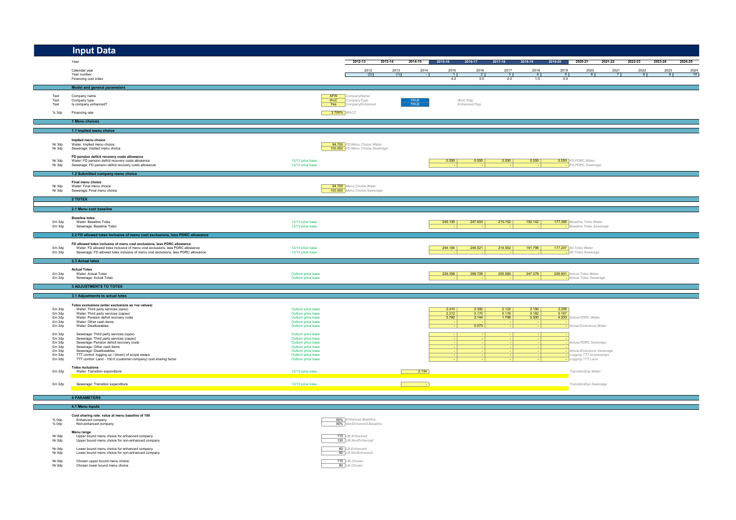# Input Data

| | Year | | | 2012-13 | 2013-14 | 2014-15 | 2015-16 | 2016-17 | 2017-18 | 2018-19 | 2019-20 | 2020-21 | 2021-22 | 2022-23 | 2023-24 | 2024-25 |
|---|---|---|---|---|---|---|---|---|---|---|---|---|---|---|---|---|
| | Calendar year | | | 2012 | 2013 | 2014 | 2015 | 2016 | 2017 | 2018 | 2019 | 2020 | 2021 | 2022 | 2023 | 2024 |
| | Year number | | | (2) | (1) | - | 1 | 2 | 3 | 4 | 5 | 6 | 7 | 8 | 9 | 10 |
| | Financing cost index | | | | | | 4.0 | 3.0 | 2.0 | 1.0 | 0.0 | | | | | |

## Model and general parameters

| | | | | |
|---|---|---|---|---|
| Text | Company name | AFW | *CompanyName* | |
| Text | Company type | WoC | *CompanyType* | TRUE *WoC.Flag* |
| Text | Is company enhanced? | Yes | *CompanyEnhanced* | TRUE *Enhanced.Flag* |
| % 3dp | Financing rate | 3.700% | *WACC* | |

## 1 Menu choices

### 1.1 Implied menu choice

**Implied menu choice**

| | | | |
|---|---|---|---|
| Nr 3dp | Water: Implied menu choice | 94.700 | *FD.Menu.Choice.Water* |
| Nr 3dp | Sewerage: Implied menu choice | 100.000 | *FD.Menu.Choice.Sewerage* |

**FD pension deficit recovery costs allowance**

| | | | 2015-16 | 2016-17 | 2017-18 | 2018-19 | 2019-20 | |
|---|---|---|---|---|---|---|---|---|
| Nr 3dp | Water: FD pension deficit recovery costs allowance | 12/13 price base | 0.550 | 0.550 | 0.550 | 0.550 | 0.550 | *FD.PDRC.Water* |
| Nr 3dp | Sewerage: FD pension deficit recovery costs allowance | 12/13 price base | - | - | - | - | - | *FD.PDRC.Sewerage* |

### 1.2 Submitted company menu choice

**Final menu choice**

| | | | |
|---|---|---|---|
| Nr 3dp | Water: Final menu choice | 94.700 | *Menu.Choice.Water* |
| Nr 3dp | Sewerage: Final menu choice | 100.000 | *Menu.Choice.Sewerage* |

## 2 TOTEX

### 2.1 Menu cost baseline

**Baseline totex**

| | | | 2015-16 | 2016-17 | 2017-18 | 2018-19 | 2019-20 | |
|---|---|---|---|---|---|---|---|---|
| £m 3dp | Water: Baseline Totex | 12/13 price base | 245.100 | 247.603 | 215.152 | 192.142 | 177.395 | *Baseline.Totex.Water* |
| £m 3dp | Sewerage: Baseline Totex | 12/13 price base | - | - | - | - | - | *Baseline.Totex.Sewerage* |

### 2.2 FD allowed totex inclusive of menu cost exclusions, less PDRC allowance

**FD allowed totex inclusive of menu cost exclusions, less PDRC allowance**

| | | | 2015-16 | 2016-17 | 2017-18 | 2018-19 | 2019-20 | |
|---|---|---|---|---|---|---|---|---|
| £m 3dp | Water: FD allowed totex inclusive of menu cost exclusions, less PDRC allowance | 12/13 price base | 244.184 | 246.521 | 214.502 | 191.798 | 177.247 | *All.Totex.Water* |
| £m 3dp | Sewerage: FD allowed totex inclusive of menu cost exclusions, less PDRC allowance | 12/13 price base | - | - | - | - | - | *All.Totex.Sewerage* |

### 2.3 Actual totex

**Actual Totex**

| | | | 2015-16 | 2016-17 | 2017-18 | 2018-19 | 2019-20 | |
|---|---|---|---|---|---|---|---|---|
| £m 3dp | Water: Actual Totex | Outturn price base | 229.358 | 268.728 | 255.569 | 247.278 | 226.901 | *Actual.Totex.Water* |
| £m 3dp | Sewerage: Actual Totex | Outturn price base | - | - | - | - | - | *Actual.Totex.Sewerage* |

## 3 ADJUSTMENTS TO TOTEX

### 3.1 Adjustments to actual totex

**Totex exclusions (enter exclusions as +ve values)**

| | | | 2014-15 | 2015-16 | 2016-17 | 2017-18 | 2018-19 | 2019-20 | |
|---|---|---|---|---|---|---|---|---|---|
| £m 3dp | Water: Third party services (opex) | Outturn price base | | 2.410 | 2.392 | 2.122 | 2.190 | 2.256 | |
| £m 3dp | Water: Third party services (capex) | Outturn price base | | 2.212 | 0.170 | 0.176 | 0.182 | 0.187 | |
| £m 3dp | Water: Pension deficit recovery costs | Outturn price base | | 3.760 | 2.144 | 1.798 | 5.500 | 4.200 | *Actual.PDRC.Water* |
| £m 3dp | Water: Other cash items | Outturn price base | | - | - | - | - | - | |
| £m 3dp | Water: Disallowables | Outturn price base | | - | 0.073 | - | - | - | *Actual.Exclusions.Water* |
| £m 3dp | Sewerage: Third party services (opex) | Outturn price base | | - | - | - | - | - | |
| £m 3dp | Sewerage: Third party services (capex) | Outturn price base | | - | - | - | - | - | |
| £m 3dp | Sewerage: Pension deficit recovery costs | Outturn price base | | - | - | - | - | - | *Actual.PDRC.Sewerage* |
| £m 3dp | Sewerage: Other cash items | Outturn price base | | - | - | - | - | - | |
| £m 3dp | Sewerage: Disallowables | Outturn price base | | - | - | - | - | - | *Actual.Exclusions.Sewerage* |
| £m 3dp | TTT control: logging up / (down) of scope swaps | Outturn price base | | - | - | - | - | - | *Logging.TTT.scopeswaps* |
| £m 3dp | TTT control: Land - 100:0 (customer:company) cost sharing factor | Outturn price base | | - | - | - | - | - | *Logging.TTT.Land* |
| | **Totex inclusions** | | | | | | | | |
| £m 3dp | Water: Transition expenditure | 12/13 price base | 2.134 | | | | | | *TransitionExp.Water* |
| £m 3dp | Sewerage: Transition expenditure | 12/13 price base | - | | | | | | *TransitionExp.Sewerage* |

## 4 PARAMETERS

### 4.1 Menu inputs

**Cost sharing rate: value at menu baseline of 100**

| | | | |
|---|---|---|---|
| % 0dp | Enhanced company | 55% | *Enhanced.Baseline* |
| % 0dp | Non-enhanced company | 50% | *NonEnhanced.Baseline* |

**Menu range**

| | | | |
|---|---|---|---|
| Nr 0dp | Upper bound menu choice for enhanced company | 115 | *UB.Enhanced* |
| Nr 0dp | Upper bound menu choice for non-enhanced company | 130 | *UB.NonEnhanced* |
| Nr 0dp | Lower bound menu choice for enhanced company | 80 | *LB.Enhanced* |
| Nr 0dp | Lower bound menu choice for non-enhanced company | 80 | *LB.NonEnhanced* |
| Nr 0dp | Chosen upper bound menu choice | 115 | *UB.Chosen* |
| Nr 0dp | Chosen lower bound menu choice | 80 | *LB.Chosen* |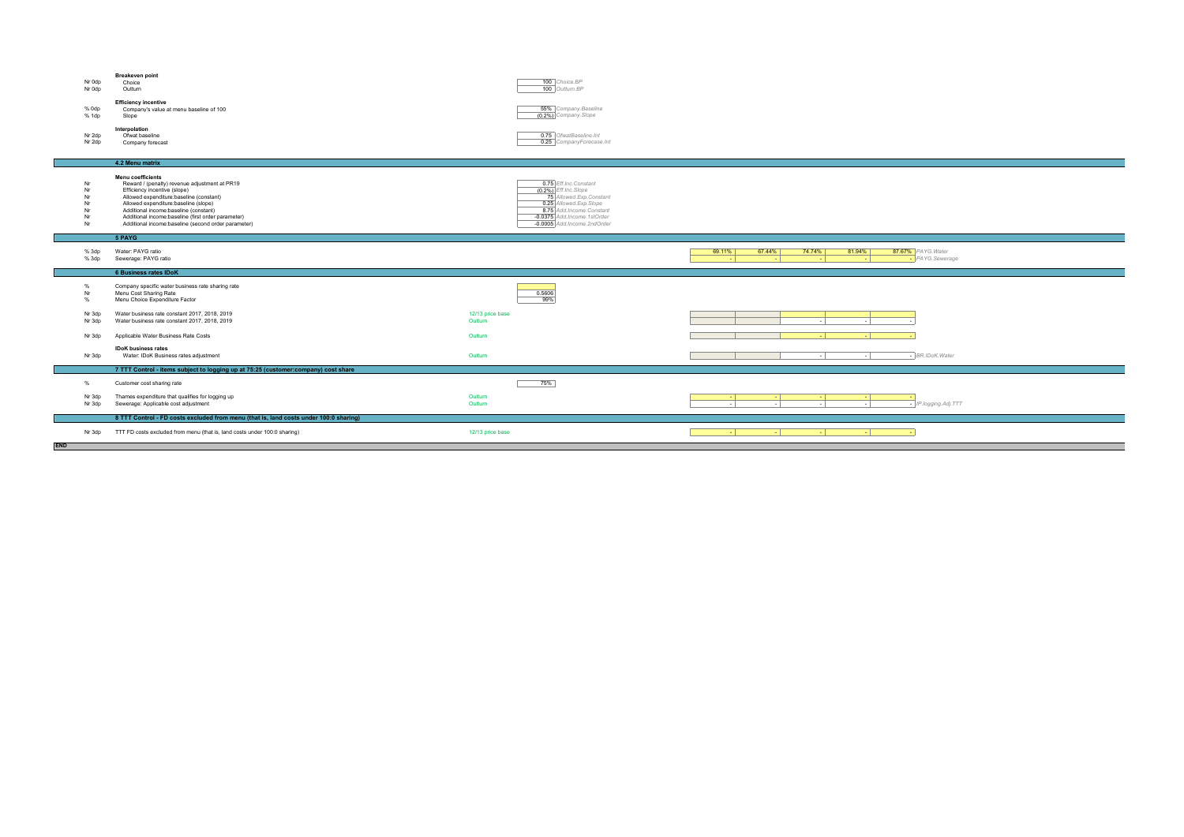| Unit | Description | Price base | Value | Name |
|---|---|---|---|---|
| | **Breakeven point** | | | |
| Nr 0dp | Choice | | 100 | *Choice.BP* |
| Nr 0dp | Outturn | | 100 | *Outturn.BP* |
| | **Efficiency incentive** | | | |
| % 0dp | Company's value at menu baseline of 100 | | 55% | *Company.Baseline* |
| % 1dp | Slope | | (0.2%) | *Company.Slope* |
| | **Interpolation** | | | |
| Nr 2dp | Ofwat baseline | | 0.75 | *OfwatBaseline.Int* |
| Nr 2dp | Company forecast | | 0.25 | *CompanyForecase.Int* |

## 4.2 Menu matrix

| Unit | Description | Value | Name |
|---|---|---|---|
| | **Menu coefficients** | | |
| Nr | Reward / (penalty) revenue adjustment at PR19 | 0.75 | *Eff.Inc.Constant* |
| Nr | Efficiency incentive (slope) | (0.2%) | *Eff.Inc.Slope* |
| Nr | Allowed expenditure:baseline (constant) | 75 | *Allowed.Exp.Constant* |
| Nr | Allowed expenditure:baseline (slope) | 0.25 | *Allowed.Exp.Slope* |
| Nr | Additional income:baseline (constant) | 8.75 | *Add.Income.Constant* |
| Nr | Additional income:baseline (first order parameter) | -0.0375 | *Add.Income.1stOrder* |
| Nr | Additional income:baseline (second order parameter) | -0.0005 | *Add.Income.2ndOrder* |

## 5 PAYG

| Unit | Description | | | | | | Name |
|---|---|---|---|---|---|---|---|
| % 3dp | Water: PAYG ratio | 69.11% | 67.44% | 74.74% | 81.94% | 87.67% | *PAYG.Water* |
| % 3dp | Sewerage: PAYG ratio | - | - | - | - | - | *PAYG.Sewerage* |

## 6 Business rates IDoK

| Unit | Description | Price base | Value | | | | | | Name |
|---|---|---|---|---|---|---|---|---|---|
| % | Company specific water business rate sharing rate | | | | | | | | |
| Nr | Menu Cost Sharing Rate | | 0.5606 | | | | | | |
| % | Menu Choice Expenditure Factor | | 99% | | | | | | |
| Nr 3dp | Water business rate constant 2017, 2018, 2019 | 12/13 price base | | | | | | | |
| Nr 3dp | Water business rate constant 2017, 2018, 2019 | Outturn | | | | - | - | - | |
| Nr 3dp | Applicable Water Business Rate Costs | Outturn | | | | - | - | - | |
| | **IDoK business rates** | | | | | | | | |
| Nr 3dp | Water: IDoK Business rates adjustment | Outturn | | | | - | - | - | *BR.IDoK.Water* |

## 7 TTT Control - items subject to logging up at 75:25 (customer:company) cost share

| Unit | Description | Price base | Value | | | | | | Name |
|---|---|---|---|---|---|---|---|---|---|
| % | Customer cost sharing rate | | 75% | | | | | | |
| Nr 3dp | Thames expenditure that qualifies for logging up | Outturn | | - | - | - | - | - | |
| Nr 3dp | Sewerage: Applicable cost adjustment | Outturn | | - | - | - | - | - | *IP.logging.Adj.TTT* |

## 8 TTT Control - FD costs excluded from menu (that is, land costs under 100:0 sharing)

| Unit | Description | Price base | | | | | |
|---|---|---|---|---|---|---|---|
| Nr 3dp | TTT FD costs excluded from menu (that is, land costs under 100:0 sharing) | 12/13 price base | - | - | - | - | - |

**END**